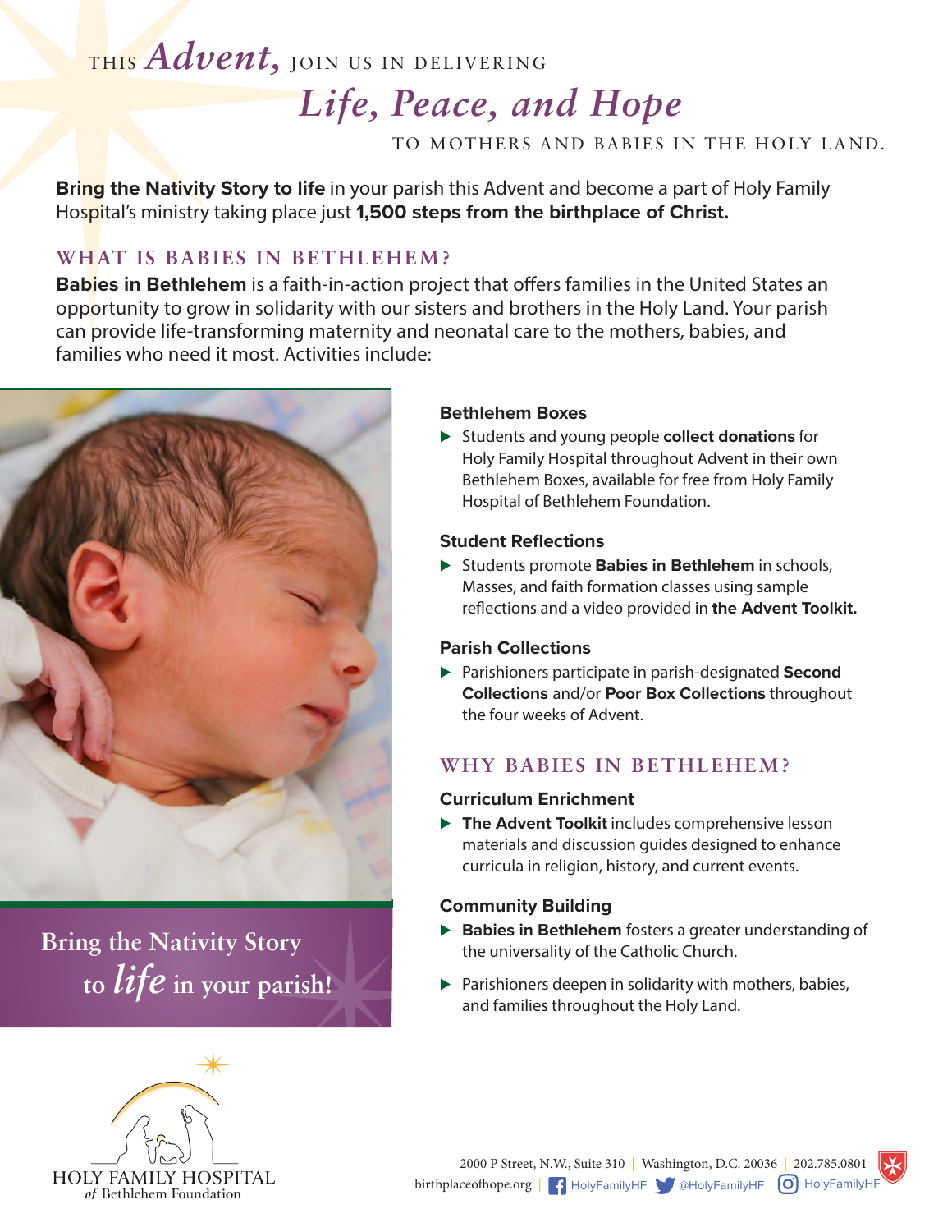# THIS *Advent,* JOIN US IN DELIVERING *Life, Peace, and Hope* TO MOTHERS AND BABIES IN THE HOLY LAND.

**Bring the Nativity Story to life** in your parish this Advent and become a part of Holy Family Hospital's ministry taking place just **1,500 steps from the birthplace of Christ.**

## WHAT IS BABIES IN BETHLEHEM?

**Babies in Bethlehem** is a faith-in-action project that offers families in the United States an opportunity to grow in solidarity with our sisters and brothers in the Holy Land. Your parish can provide life-transforming maternity and neonatal care to the mothers, babies, and families who need it most. Activities include:

### Bethlehem Boxes

- Students and young people **collect donations** for Holy Family Hospital throughout Advent in their own Bethlehem Boxes, available for free from Holy Family Hospital of Bethlehem Foundation.

### Student Reflections

- Students promote **Babies in Bethlehem** in schools, Masses, and faith formation classes using sample reflections and a video provided in **the Advent Toolkit.**

### Parish Collections

- Parishioners participate in parish-designated **Second Collections** and/or **Poor Box Collections** throughout the four weeks of Advent.

## WHY BABIES IN BETHLEHEM?

### Curriculum Enrichment

- **The Advent Toolkit** includes comprehensive lesson materials and discussion guides designed to enhance curricula in religion, history, and current events.

### Community Building

- **Babies in Bethlehem** fosters a greater understanding of the universality of the Catholic Church.
- Parishioners deepen in solidarity with mothers, babies, and families throughout the Holy Land.

Bring the Nativity Story to *life* in your parish!

HOLY FAMILY HOSPITAL *of* Bethlehem Foundation

2000 P Street, N.W., Suite 310 | Washington, D.C. 20036 | 202.785.0801
birthplaceofhope.org | HolyFamilyHF | @HolyFamilyHF | HolyFamilyHF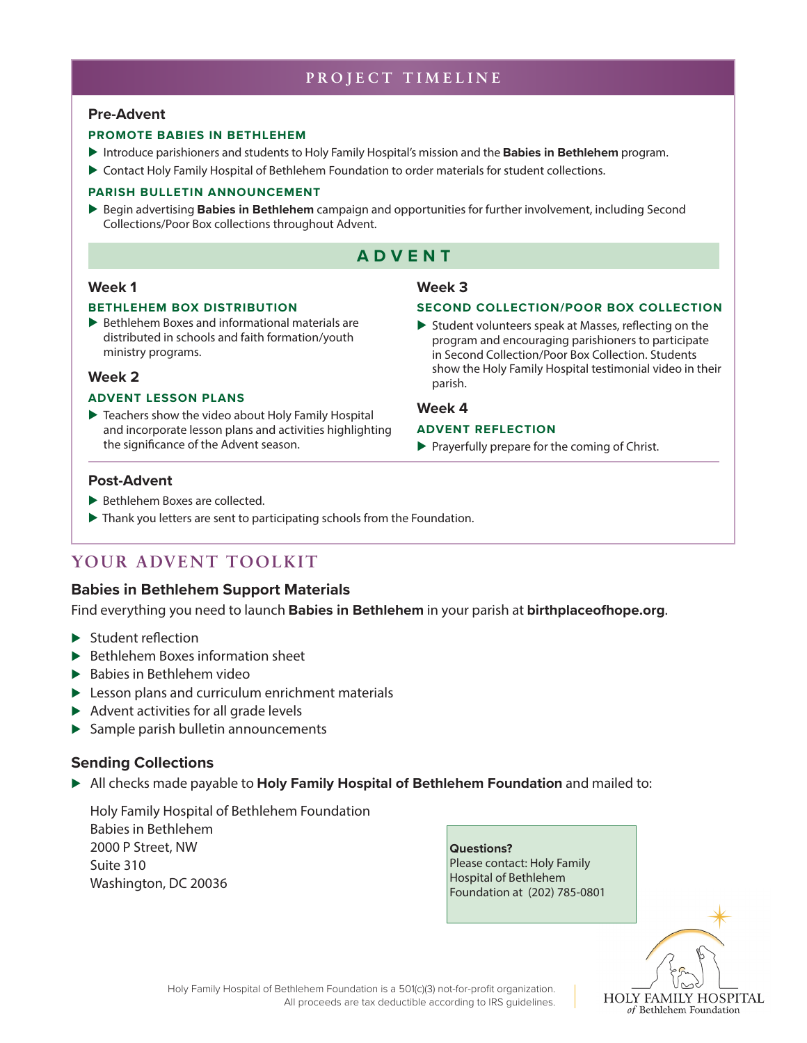## PROJECT TIMELINE

### Pre-Advent

**PROMOTE BABIES IN BETHLEHEM**

- Introduce parishioners and students to Holy Family Hospital's mission and the **Babies in Bethlehem** program.
- Contact Holy Family Hospital of Bethlehem Foundation to order materials for student collections.

**PARISH BULLETIN ANNOUNCEMENT**

- Begin advertising **Babies in Bethlehem** campaign and opportunities for further involvement, including Second Collections/Poor Box collections throughout Advent.

## ADVENT

### Week 1

**BETHLEHEM BOX DISTRIBUTION**

- Bethlehem Boxes and informational materials are distributed in schools and faith formation/youth ministry programs.

### Week 2

**ADVENT LESSON PLANS**

- Teachers show the video about Holy Family Hospital and incorporate lesson plans and activities highlighting the significance of the Advent season.

### Week 3

**SECOND COLLECTION/POOR BOX COLLECTION**

- Student volunteers speak at Masses, reflecting on the program and encouraging parishioners to participate in Second Collection/Poor Box Collection. Students show the Holy Family Hospital testimonial video in their parish.

### Week 4

**ADVENT REFLECTION**

- Prayerfully prepare for the coming of Christ.

### Post-Advent

- Bethlehem Boxes are collected.
- Thank you letters are sent to participating schools from the Foundation.

## YOUR ADVENT TOOLKIT

### Babies in Bethlehem Support Materials

Find everything you need to launch **Babies in Bethlehem** in your parish at **birthplaceofhope.org**.

- Student reflection
- Bethlehem Boxes information sheet
- Babies in Bethlehem video
- Lesson plans and curriculum enrichment materials
- Advent activities for all grade levels
- Sample parish bulletin announcements

### Sending Collections

- All checks made payable to **Holy Family Hospital of Bethlehem Foundation** and mailed to:

Holy Family Hospital of Bethlehem Foundation
Babies in Bethlehem
2000 P Street, NW
Suite 310
Washington, DC 20036

**Questions?**
Please contact: Holy Family Hospital of Bethlehem Foundation at (202) 785-0801

Holy Family Hospital of Bethlehem Foundation is a 501(c)(3) not-for-profit organization. All proceeds are tax deductible according to IRS guidelines.

HOLY FAMILY HOSPITAL
*of* Bethlehem Foundation